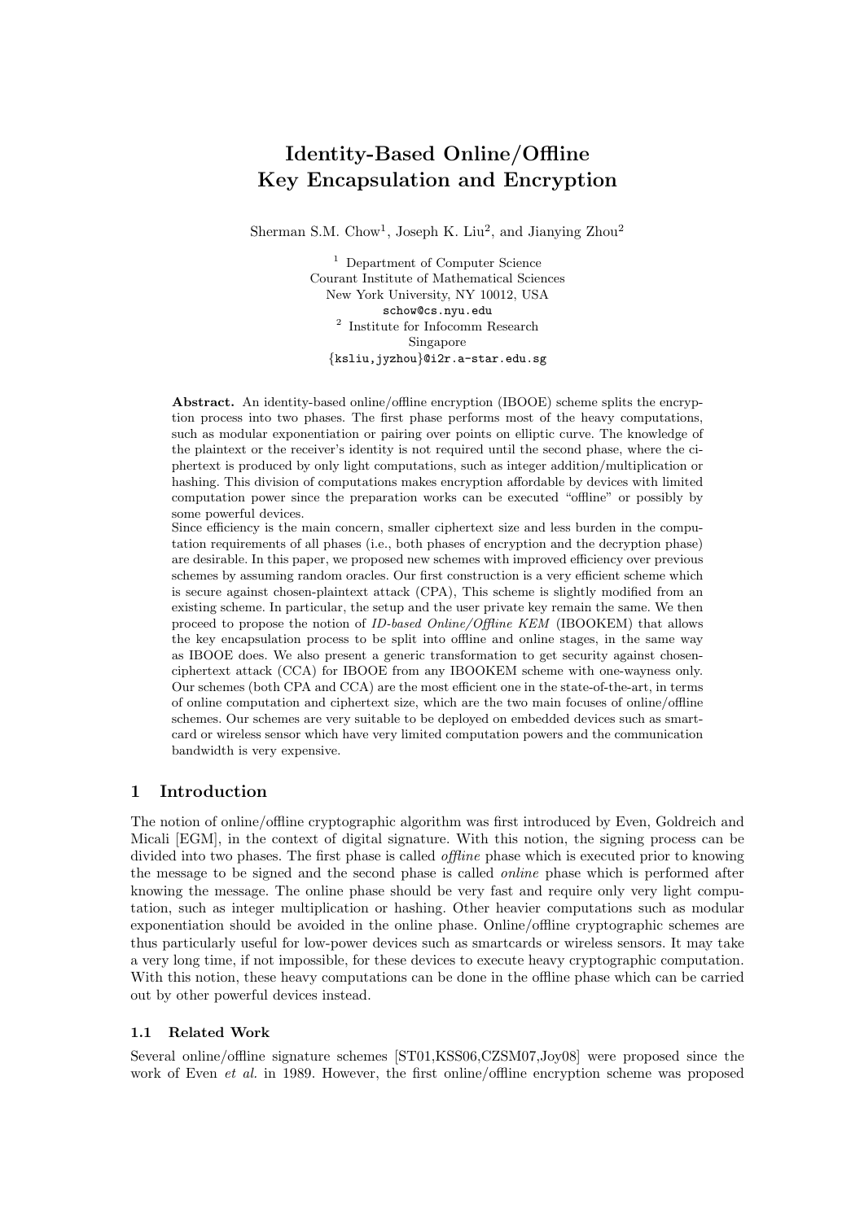# Identity-Based Online/Offline Key Encapsulation and Encryption

Sherman S.M. Chow[1], Joseph K. Liu[2], and Jianying Zhou[2]

[1] Department of Computer Science
Courant Institute of Mathematical Sciences
New York University, NY 10012, USA
schow@cs.nyu.edu

[2] Institute for Infocomm Research
Singapore
{ksliu,jyzhou}@i2r.a-star.edu.sg

**Abstract.** An identity-based online/offline encryption (IBOOE) scheme splits the encryption process into two phases. The first phase performs most of the heavy computations, such as modular exponentiation or pairing over points on elliptic curve. The knowledge of the plaintext or the receiver's identity is not required until the second phase, where the ciphertext is produced by only light computations, such as integer addition/multiplication or hashing. This division of computations makes encryption affordable by devices with limited computation power since the preparation works can be executed "offline" or possibly by some powerful devices.
Since efficiency is the main concern, smaller ciphertext size and less burden in the computation requirements of all phases (i.e., both phases of encryption and the decryption phase) are desirable. In this paper, we proposed new schemes with improved efficiency over previous schemes by assuming random oracles. Our first construction is a very efficient scheme which is secure against chosen-plaintext attack (CPA), This scheme is slightly modified from an existing scheme. In particular, the setup and the user private key remain the same. We then proceed to propose the notion of *ID-based Online/Offline KEM* (IBOOKEM) that allows the key encapsulation process to be split into offline and online stages, in the same way as IBOOE does. We also present a generic transformation to get security against chosen-ciphertext attack (CCA) for IBOOE from any IBOOKEM scheme with one-wayness only. Our schemes (both CPA and CCA) are the most efficient one in the state-of-the-art, in terms of online computation and ciphertext size, which are the two main focuses of online/offline schemes. Our schemes are very suitable to be deployed on embedded devices such as smartcard or wireless sensor which have very limited computation powers and the communication bandwidth is very expensive.

## 1 Introduction

The notion of online/offline cryptographic algorithm was first introduced by Even, Goldreich and Micali [EGM], in the context of digital signature. With this notion, the signing process can be divided into two phases. The first phase is called *offline* phase which is executed prior to knowing the message to be signed and the second phase is called *online* phase which is performed after knowing the message. The online phase should be very fast and require only very light computation, such as integer multiplication or hashing. Other heavier computations such as modular exponentiation should be avoided in the online phase. Online/offline cryptographic schemes are thus particularly useful for low-power devices such as smartcards or wireless sensors. It may take a very long time, if not impossible, for these devices to execute heavy cryptographic computation. With this notion, these heavy computations can be done in the offline phase which can be carried out by other powerful devices instead.

### 1.1 Related Work

Several online/offline signature schemes [ST01,KSS06,CZSM07,Joy08] were proposed since the work of Even *et al.* in 1989. However, the first online/offline encryption scheme was proposed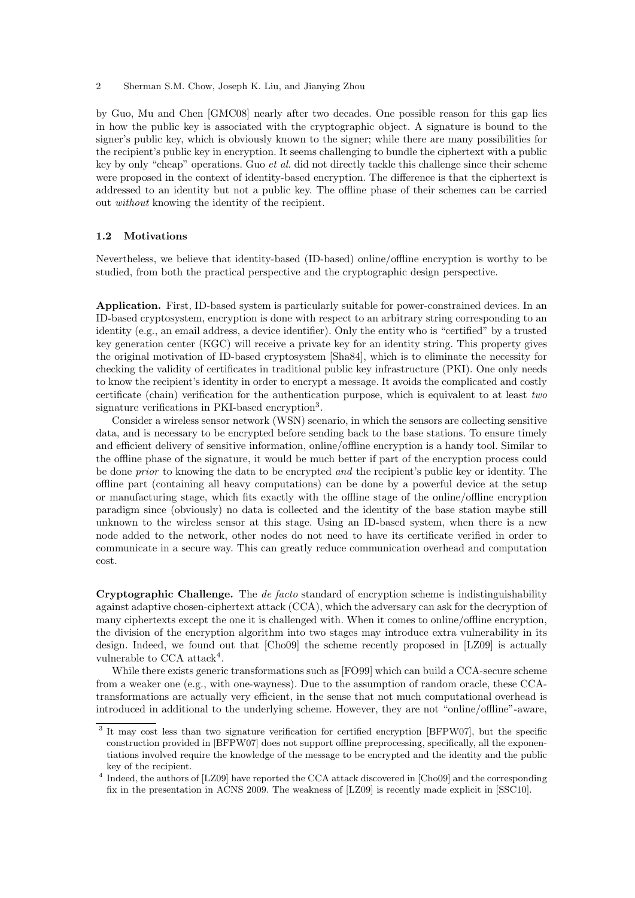by Guo, Mu and Chen [GMC08] nearly after two decades. One possible reason for this gap lies in how the public key is associated with the cryptographic object. A signature is bound to the signer's public key, which is obviously known to the signer; while there are many possibilities for the recipient's public key in encryption. It seems challenging to bundle the ciphertext with a public key by only "cheap" operations. Guo *et al.* did not directly tackle this challenge since their scheme were proposed in the context of identity-based encryption. The difference is that the ciphertext is addressed to an identity but not a public key. The offline phase of their schemes can be carried out *without* knowing the identity of the recipient.

### 1.2 Motivations

Nevertheless, we believe that identity-based (ID-based) online/offline encryption is worthy to be studied, from both the practical perspective and the cryptographic design perspective.

**Application.** First, ID-based system is particularly suitable for power-constrained devices. In an ID-based cryptosystem, encryption is done with respect to an arbitrary string corresponding to an identity (e.g., an email address, a device identifier). Only the entity who is "certified" by a trusted key generation center (KGC) will receive a private key for an identity string. This property gives the original motivation of ID-based cryptosystem [Sha84], which is to eliminate the necessity for checking the validity of certificates in traditional public key infrastructure (PKI). One only needs to know the recipient's identity in order to encrypt a message. It avoids the complicated and costly certificate (chain) verification for the authentication purpose, which is equivalent to at least *two* signature verifications in PKI-based encryption[3].

Consider a wireless sensor network (WSN) scenario, in which the sensors are collecting sensitive data, and is necessary to be encrypted before sending back to the base stations. To ensure timely and efficient delivery of sensitive information, online/offline encryption is a handy tool. Similar to the offline phase of the signature, it would be much better if part of the encryption process could be done *prior* to knowing the data to be encrypted *and* the recipient's public key or identity. The offline part (containing all heavy computations) can be done by a powerful device at the setup or manufacturing stage, which fits exactly with the offline stage of the online/offline encryption paradigm since (obviously) no data is collected and the identity of the base station maybe still unknown to the wireless sensor at this stage. Using an ID-based system, when there is a new node added to the network, other nodes do not need to have its certificate verified in order to communicate in a secure way. This can greatly reduce communication overhead and computation cost.

**Cryptographic Challenge.** The *de facto* standard of encryption scheme is indistinguishability against adaptive chosen-ciphertext attack (CCA), which the adversary can ask for the decryption of many ciphertexts except the one it is challenged with. When it comes to online/offline encryption, the division of the encryption algorithm into two stages may introduce extra vulnerability in its design. Indeed, we found out that [Cho09] the scheme recently proposed in [LZ09] is actually vulnerable to CCA attack[4].

While there exists generic transformations such as [FO99] which can build a CCA-secure scheme from a weaker one (e.g., with one-wayness). Due to the assumption of random oracle, these CCA-transformations are actually very efficient, in the sense that not much computational overhead is introduced in additional to the underlying scheme. However, they are not "online/offline"-aware,

[3] It may cost less than two signature verification for certified encryption [BFPW07], but the specific construction provided in [BFPW07] does not support offline preprocessing, specifically, all the exponentiations involved require the knowledge of the message to be encrypted and the identity and the public key of the recipient.

[4] Indeed, the authors of [LZ09] have reported the CCA attack discovered in [Cho09] and the corresponding fix in the presentation in ACNS 2009. The weakness of [LZ09] is recently made explicit in [SSC10].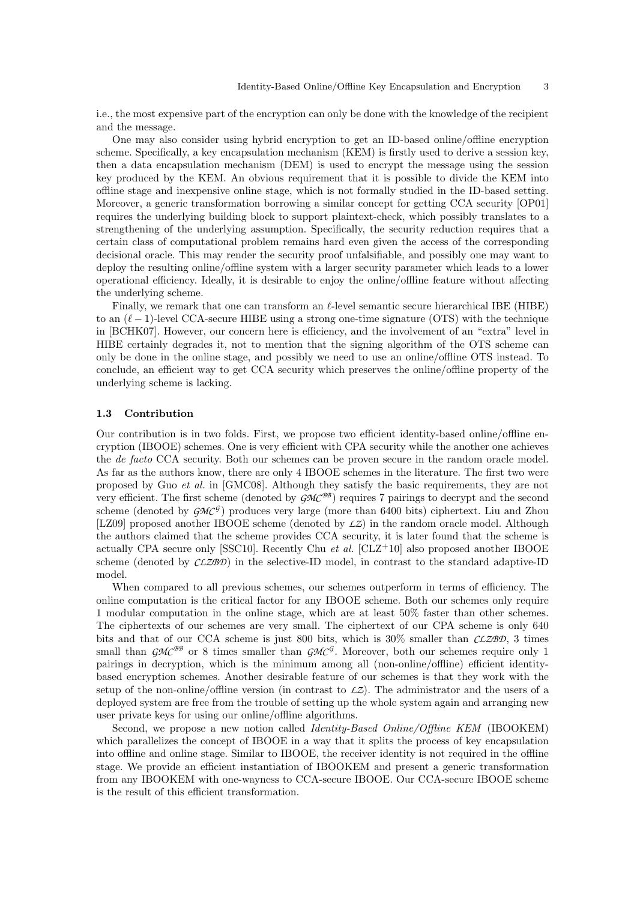i.e., the most expensive part of the encryption can only be done with the knowledge of the recipient and the message.

One may also consider using hybrid encryption to get an ID-based online/offline encryption scheme. Specifically, a key encapsulation mechanism (KEM) is firstly used to derive a session key, then a data encapsulation mechanism (DEM) is used to encrypt the message using the session key produced by the KEM. An obvious requirement that it is possible to divide the KEM into offline stage and inexpensive online stage, which is not formally studied in the ID-based setting. Moreover, a generic transformation borrowing a similar concept for getting CCA security [OP01] requires the underlying building block to support plaintext-check, which possibly translates to a strengthening of the underlying assumption. Specifically, the security reduction requires that a certain class of computational problem remains hard even given the access of the corresponding decisional oracle. This may render the security proof unfalsifiable, and possibly one may want to deploy the resulting online/offline system with a larger security parameter which leads to a lower operational efficiency. Ideally, it is desirable to enjoy the online/offline feature without affecting the underlying scheme.

Finally, we remark that one can transform an $\ell$-level semantic secure hierarchical IBE (HIBE) to an $(\ell-1)$-level CCA-secure HIBE using a strong one-time signature (OTS) with the technique in [BCHK07]. However, our concern here is efficiency, and the involvement of an "extra" level in HIBE certainly degrades it, not to mention that the signing algorithm of the OTS scheme can only be done in the online stage, and possibly we need to use an online/offline OTS instead. To conclude, an efficient way to get CCA security which preserves the online/offline property of the underlying scheme is lacking.

### 1.3 Contribution

Our contribution is in two folds. First, we propose two efficient identity-based online/offline encryption (IBOOE) schemes. One is very efficient with CPA security while the another one achieves the *de facto* CCA security. Both our schemes can be proven secure in the random oracle model. As far as the authors know, there are only 4 IBOOE schemes in the literature. The first two were proposed by Guo *et al.* in [GMC08]. Although they satisfy the basic requirements, they are not very efficient. The first scheme (denoted by $\mathcal{GMC}^{\mathcal{BB}}$) requires 7 pairings to decrypt and the second scheme (denoted by $\mathcal{GMC}^{\mathcal{G}}$) produces very large (more than 6400 bits) ciphertext. Liu and Zhou [LZ09] proposed another IBOOE scheme (denoted by $\mathcal{LZ}$) in the random oracle model. Although the authors claimed that the scheme provides CCA security, it is later found that the scheme is actually CPA secure only [SSC10]. Recently Chu *et al.* [CLZ+10] also proposed another IBOOE scheme (denoted by $\mathcal{CLZBD}$) in the selective-ID model, in contrast to the standard adaptive-ID model.

When compared to all previous schemes, our schemes outperform in terms of efficiency. The online computation is the critical factor for any IBOOE scheme. Both our schemes only require 1 modular computation in the online stage, which are at least 50% faster than other schemes. The ciphertexts of our schemes are very small. The ciphertext of our CPA scheme is only 640 bits and that of our CCA scheme is just 800 bits, which is 30% smaller than $\mathcal{CLZBD}$, 3 times small than $\mathcal{GMC}^{\mathcal{BB}}$ or 8 times smaller than $\mathcal{GMC}^{\mathcal{G}}$. Moreover, both our schemes require only 1 pairings in decryption, which is the minimum among all (non-online/offline) efficient identity-based encryption schemes. Another desirable feature of our schemes is that they work with the setup of the non-online/offline version (in contrast to $\mathcal{LZ}$). The administrator and the users of a deployed system are free from the trouble of setting up the whole system again and arranging new user private keys for using our online/offline algorithms.

Second, we propose a new notion called *Identity-Based Online/Offline KEM* (IBOOKEM) which parallelizes the concept of IBOOE in a way that it splits the process of key encapsulation into offline and online stage. Similar to IBOOE, the receiver identity is not required in the offline stage. We provide an efficient instantiation of IBOOKEM and present a generic transformation from any IBOOKEM with one-wayness to CCA-secure IBOOE. Our CCA-secure IBOOE scheme is the result of this efficient transformation.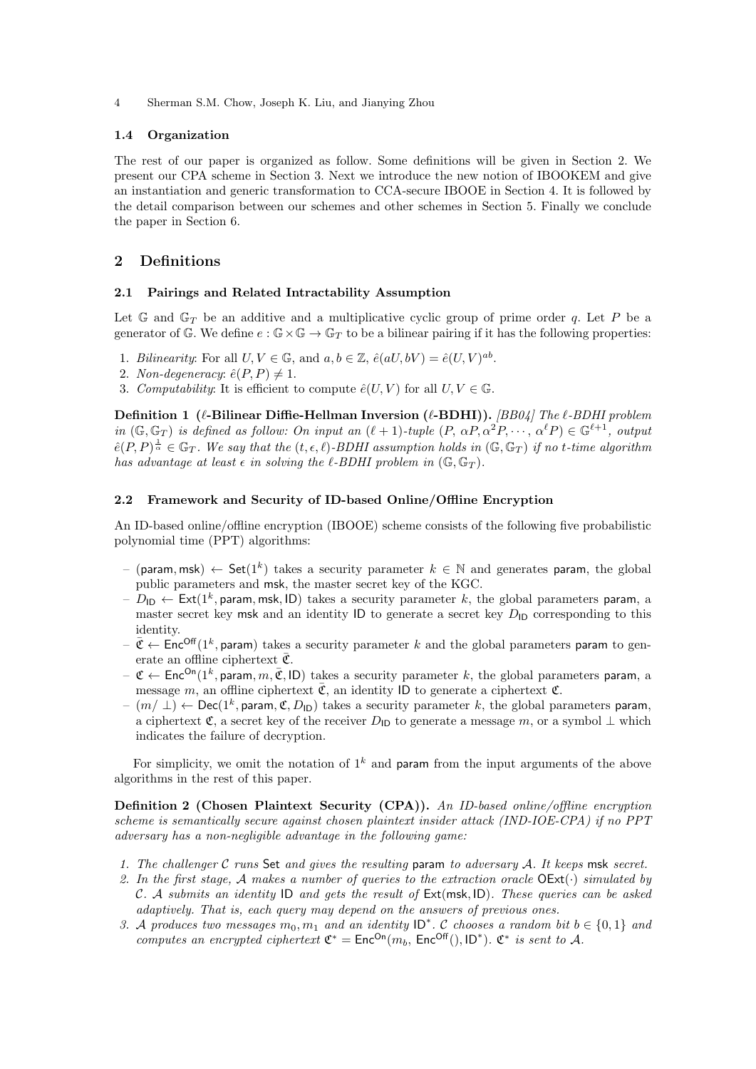### 1.4 Organization

The rest of our paper is organized as follow. Some definitions will be given in Section 2. We present our CPA scheme in Section 3. Next we introduce the new notion of IBOOKEM and give an instantiation and generic transformation to CCA-secure IBOOE in Section 4. It is followed by the detail comparison between our schemes and other schemes in Section 5. Finally we conclude the paper in Section 6.

## 2 Definitions

### 2.1 Pairings and Related Intractability Assumption

Let $\mathbb{G}$ and $\mathbb{G}_T$ be an additive and a multiplicative cyclic group of prime order $q$. Let $P$ be a generator of $\mathbb{G}$. We define $e : \mathbb{G} \times \mathbb{G} \to \mathbb{G}_T$ to be a bilinear pairing if it has the following properties:

1. *Bilinearity*: For all $U, V \in \mathbb{G}$, and $a, b \in \mathbb{Z}$, $\hat{e}(aU, bV) = \hat{e}(U, V)^{ab}$.
2. *Non-degeneracy*: $\hat{e}(P, P) \neq 1$.
3. *Computability*: It is efficient to compute $\hat{e}(U, V)$ for all $U, V \in \mathbb{G}$.

**Definition 1 ($\ell$-Bilinear Diffie-Hellman Inversion ($\ell$-BDHI)).** *[BB04] The $\ell$-BDHI problem in $(\mathbb{G}, \mathbb{G}_T)$ is defined as follow: On input an $(\ell+1)$-tuple $(P, \alpha P, \alpha^2 P, \cdots, \alpha^\ell P) \in \mathbb{G}^{\ell+1}$, output $\hat{e}(P, P)^{\frac{1}{\alpha}} \in \mathbb{G}_T$. We say that the $(t, \epsilon, \ell)$-BDHI assumption holds in $(\mathbb{G}, \mathbb{G}_T)$ if no $t$-time algorithm has advantage at least $\epsilon$ in solving the $\ell$-BDHI problem in $(\mathbb{G}, \mathbb{G}_T)$.*

### 2.2 Framework and Security of ID-based Online/Offline Encryption

An ID-based online/offline encryption (IBOOE) scheme consists of the following five probabilistic polynomial time (PPT) algorithms:

- $(\mathsf{param}, \mathsf{msk}) \leftarrow \mathsf{Set}(1^k)$ takes a security parameter $k \in \mathbb{N}$ and generates $\mathsf{param}$, the global public parameters and $\mathsf{msk}$, the master secret key of the KGC.
- $D_{\mathsf{ID}} \leftarrow \mathsf{Ext}(1^k, \mathsf{param}, \mathsf{msk}, \mathsf{ID})$ takes a security parameter $k$, the global parameters $\mathsf{param}$, a master secret key $\mathsf{msk}$ and an identity $\mathsf{ID}$ to generate a secret key $D_{\mathsf{ID}}$ corresponding to this identity.
- $\bar{\mathfrak{C}} \leftarrow \mathsf{Enc}^{\mathsf{Off}}(1^k, \mathsf{param})$ takes a security parameter $k$ and the global parameters $\mathsf{param}$ to generate an offline ciphertext $\bar{\mathfrak{C}}$.
- $\mathfrak{C} \leftarrow \mathsf{Enc}^{\mathsf{On}}(1^k, \mathsf{param}, m, \bar{\mathfrak{C}}, \mathsf{ID})$ takes a security parameter $k$, the global parameters $\mathsf{param}$, a message $m$, an offline ciphertext $\bar{\mathfrak{C}}$, an identity $\mathsf{ID}$ to generate a ciphertext $\mathfrak{C}$.
- $(m/\perp) \leftarrow \mathsf{Dec}(1^k, \mathsf{param}, \mathfrak{C}, D_{\mathsf{ID}})$ takes a security parameter $k$, the global parameters $\mathsf{param}$, a ciphertext $\mathfrak{C}$, a secret key of the receiver $D_{\mathsf{ID}}$ to generate a message $m$, or a symbol $\perp$ which indicates the failure of decryption.

For simplicity, we omit the notation of $1^k$ and $\mathsf{param}$ from the input arguments of the above algorithms in the rest of this paper.

**Definition 2 (Chosen Plaintext Security (CPA)).** *An ID-based online/offline encryption scheme is semantically secure against chosen plaintext insider attack (IND-IOE-CPA) if no PPT adversary has a non-negligible advantage in the following game:*

1. *The challenger $\mathcal{C}$ runs* $\mathsf{Set}$ *and gives the resulting* $\mathsf{param}$ *to adversary $\mathcal{A}$. It keeps* $\mathsf{msk}$ *secret.*
2. *In the first stage, $\mathcal{A}$ makes a number of queries to the extraction oracle $\mathsf{OExt}(\cdot)$ simulated by $\mathcal{C}$. $\mathcal{A}$ submits an identity* $\mathsf{ID}$ *and gets the result of* $\mathsf{Ext}(\mathsf{msk}, \mathsf{ID})$*. These queries can be asked adaptively. That is, each query may depend on the answers of previous ones.*
3. *$\mathcal{A}$ produces two messages $m_0, m_1$ and an identity $\mathsf{ID}^*$. $\mathcal{C}$ chooses a random bit $b \in \{0, 1\}$ and computes an encrypted ciphertext $\mathfrak{C}^* = \mathsf{Enc}^{\mathsf{On}}(m_b, \mathsf{Enc}^{\mathsf{Off}}(), \mathsf{ID}^*)$. $\mathfrak{C}^*$ is sent to $\mathcal{A}$.*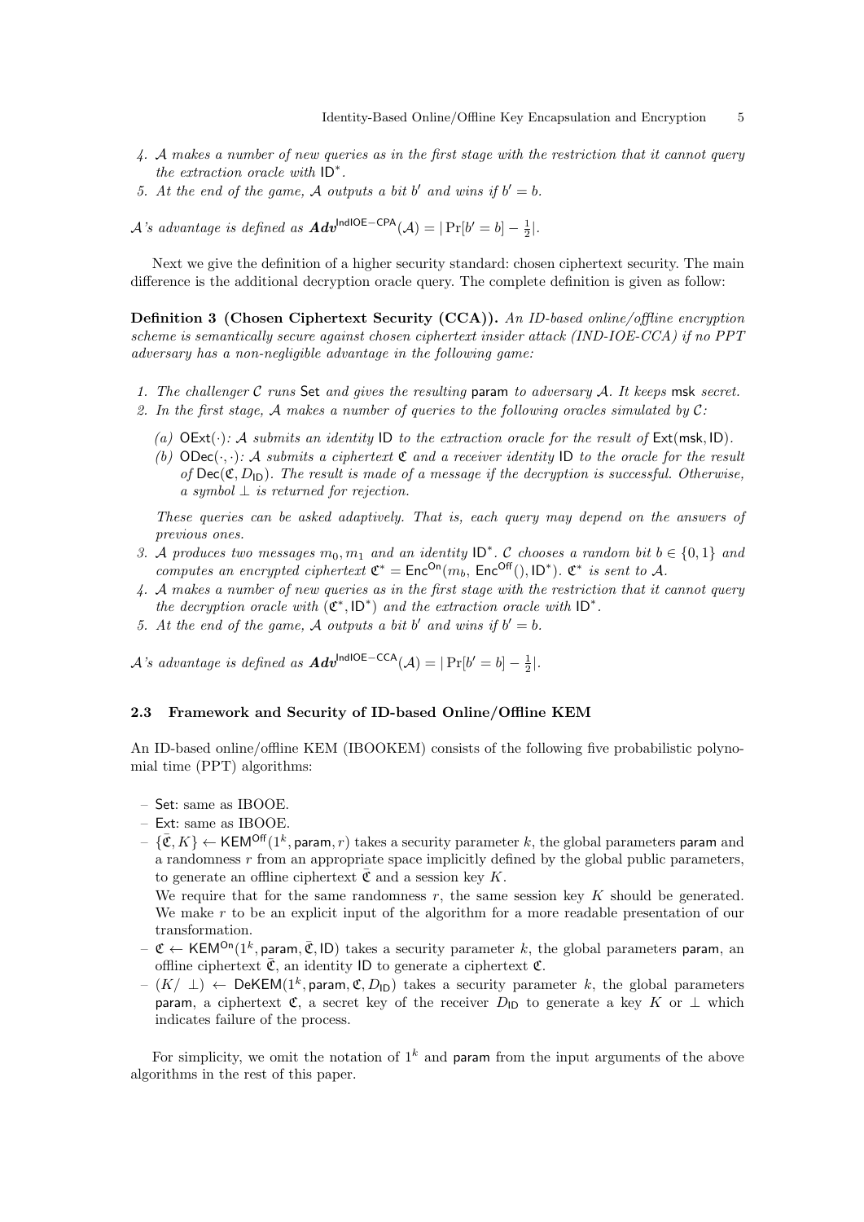4. *$\mathcal{A}$ makes a number of new queries as in the first stage with the restriction that it cannot query the extraction oracle with* $\mathsf{ID}^*$.
5. *At the end of the game, $\mathcal{A}$ outputs a bit $b'$ and wins if $b' = b$.*

*$\mathcal{A}$'s advantage is defined as* $\boldsymbol{Adv}^{\mathsf{IndIOE-CPA}}(\mathcal{A}) = |\Pr[b' = b] - \frac{1}{2}|$.

Next we give the definition of a higher security standard: chosen ciphertext security. The main difference is the additional decryption oracle query. The complete definition is given as follow:

**Definition 3 (Chosen Ciphertext Security (CCA)).** *An ID-based online/offline encryption scheme is semantically secure against chosen ciphertext insider attack (IND-IOE-CCA) if no PPT adversary has a non-negligible advantage in the following game:*

1. *The challenger $\mathcal{C}$ runs* Set *and gives the resulting* param *to adversary $\mathcal{A}$. It keeps* msk *secret.*
2. *In the first stage, $\mathcal{A}$ makes a number of queries to the following oracles simulated by $\mathcal{C}$:*
   (a) $\mathsf{OExt}(\cdot)$*: $\mathcal{A}$ submits an identity* ID *to the extraction oracle for the result of* $\mathsf{Ext}(\mathsf{msk}, \mathsf{ID})$.
   (b) $\mathsf{ODec}(\cdot, \cdot)$*: $\mathcal{A}$ submits a ciphertext $\mathfrak{C}$ and a receiver identity* ID *to the oracle for the result of* $\mathsf{Dec}(\mathfrak{C}, D_{\mathsf{ID}})$*. The result is made of a message if the decryption is successful. Otherwise, a symbol $\perp$ is returned for rejection.*

   *These queries can be asked adaptively. That is, each query may depend on the answers of previous ones.*
3. *$\mathcal{A}$ produces two messages $m_0, m_1$ and an identity* $\mathsf{ID}^*$. *$\mathcal{C}$ chooses a random bit $b \in \{0, 1\}$ and computes an encrypted ciphertext* $\mathfrak{C}^* = \mathsf{Enc}^{\mathsf{On}}(m_b,\ \mathsf{Enc}^{\mathsf{Off}}(), \mathsf{ID}^*)$. $\mathfrak{C}^*$ *is sent to $\mathcal{A}$.*
4. *$\mathcal{A}$ makes a number of new queries as in the first stage with the restriction that it cannot query the decryption oracle with* $(\mathfrak{C}^*, \mathsf{ID}^*)$ *and the extraction oracle with* $\mathsf{ID}^*$.
5. *At the end of the game, $\mathcal{A}$ outputs a bit $b'$ and wins if $b' = b$.*

*$\mathcal{A}$'s advantage is defined as* $\boldsymbol{Adv}^{\mathsf{IndIOE-CCA}}(\mathcal{A}) = |\Pr[b' = b] - \frac{1}{2}|$.

### 2.3 Framework and Security of ID-based Online/Offline KEM

An ID-based online/offline KEM (IBOOKEM) consists of the following five probabilistic polynomial time (PPT) algorithms:

- Set: same as IBOOE.
- Ext: same as IBOOE.
- $\{\bar{\mathfrak{C}}, K\} \leftarrow \mathsf{KEM}^{\mathsf{Off}}(1^k, \mathsf{param}, r)$ takes a security parameter $k$, the global parameters param and a randomness $r$ from an appropriate space implicitly defined by the global public parameters, to generate an offline ciphertext $\bar{\mathfrak{C}}$ and a session key $K$.
  We require that for the same randomness $r$, the same session key $K$ should be generated. We make $r$ to be an explicit input of the algorithm for a more readable presentation of our transformation.
- $\mathfrak{C} \leftarrow \mathsf{KEM}^{\mathsf{On}}(1^k, \mathsf{param}, \bar{\mathfrak{C}}, \mathsf{ID})$ takes a security parameter $k$, the global parameters param, an offline ciphertext $\bar{\mathfrak{C}}$, an identity ID to generate a ciphertext $\mathfrak{C}$.
- $(K/\ \perp) \leftarrow \mathsf{DeKEM}(1^k, \mathsf{param}, \mathfrak{C}, D_{\mathsf{ID}})$ takes a security parameter $k$, the global parameters param, a ciphertext $\mathfrak{C}$, a secret key of the receiver $D_{\mathsf{ID}}$ to generate a key $K$ or $\perp$ which indicates failure of the process.

For simplicity, we omit the notation of $1^k$ and param from the input arguments of the above algorithms in the rest of this paper.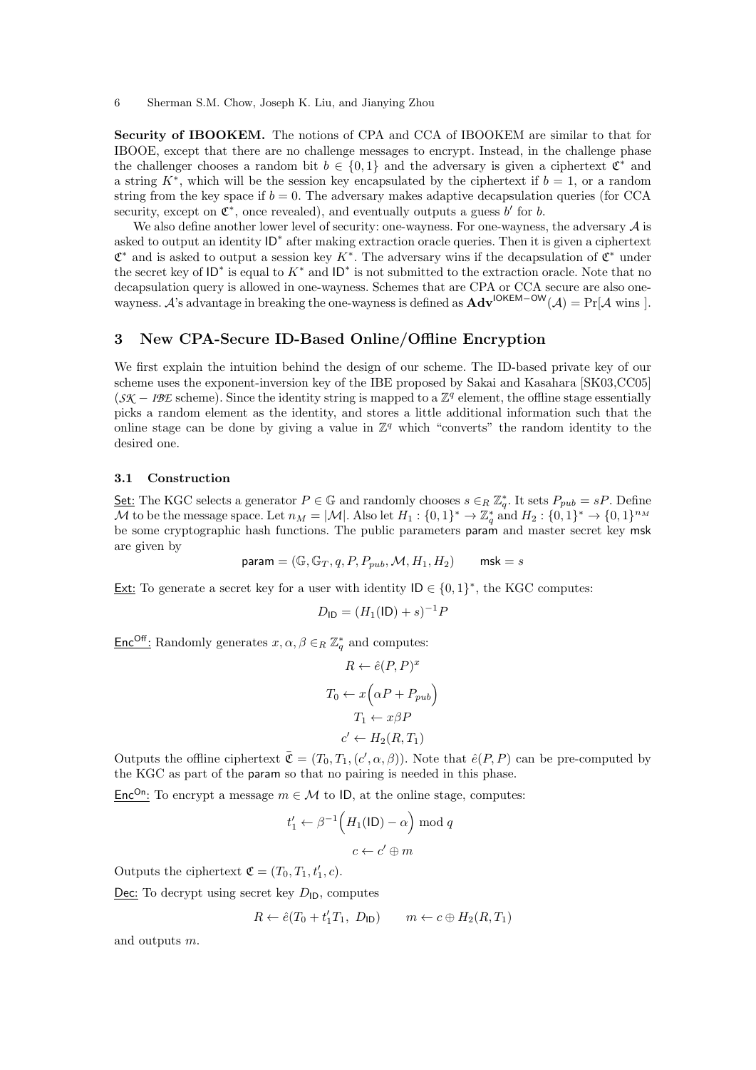**Security of IBOOKEM.** The notions of CPA and CCA of IBOOKEM are similar to that for IBOOE, except that there are no challenge messages to encrypt. Instead, in the challenge phase the challenger chooses a random bit $b \in \{0,1\}$ and the adversary is given a ciphertext $\mathfrak{C}^*$ and a string $K^*$, which will be the session key encapsulated by the ciphertext if $b = 1$, or a random string from the key space if $b = 0$. The adversary makes adaptive decapsulation queries (for CCA security, except on $\mathfrak{C}^*$, once revealed), and eventually outputs a guess $b'$ for $b$.

We also define another lower level of security: one-wayness. For one-wayness, the adversary $\mathcal{A}$ is asked to output an identity $\mathsf{ID}^*$ after making extraction oracle queries. Then it is given a ciphertext $\mathfrak{C}^*$ and is asked to output a session key $K^*$. The adversary wins if the decapsulation of $\mathfrak{C}^*$ under the secret key of $\mathsf{ID}^*$ is equal to $K^*$ and $\mathsf{ID}^*$ is not submitted to the extraction oracle. Note that no decapsulation query is allowed in one-wayness. Schemes that are CPA or CCA secure are also one-wayness. $\mathcal{A}$'s advantage in breaking the one-wayness is defined as $\mathbf{Adv}^{\mathsf{IOKEM-OW}}(\mathcal{A}) = \Pr[\mathcal{A} \text{ wins }]$.

## 3 New CPA-Secure ID-Based Online/Offline Encryption

We first explain the intuition behind the design of our scheme. The ID-based private key of our scheme uses the exponent-inversion key of the IBE proposed by Sakai and Kasahara [SK03,CC05] ($\mathcal{SK}-\mathcal{IBE}$ scheme). Since the identity string is mapped to a $\mathbb{Z}^q$ element, the offline stage essentially picks a random element as the identity, and stores a little additional information such that the online stage can be done by giving a value in $\mathbb{Z}^q$ which "converts" the random identity to the desired one.

### 3.1 Construction

Set: The KGC selects a generator $P \in \mathbb{G}$ and randomly chooses $s \in_R \mathbb{Z}_q^*$. It sets $P_{pub} = sP$. Define $\mathcal{M}$ to be the message space. Let $n_M = |\mathcal{M}|$. Also let $H_1 : \{0,1\}^* \to \mathbb{Z}_q^*$ and $H_2 : \{0,1\}^* \to \{0,1\}^{n_M}$ be some cryptographic hash functions. The public parameters $\mathsf{param}$ and master secret key $\mathsf{msk}$ are given by

$$\mathsf{param} = (\mathbb{G}, \mathbb{G}_T, q, P, P_{pub}, \mathcal{M}, H_1, H_2) \qquad \mathsf{msk} = s$$

Ext: To generate a secret key for a user with identity $\mathsf{ID} \in \{0,1\}^*$, the KGC computes:

$$D_{\mathsf{ID}} = (H_1(\mathsf{ID}) + s)^{-1} P$$

$\mathsf{Enc}^{\mathsf{Off}}$: Randomly generates $x, \alpha, \beta \in_R \mathbb{Z}_q^*$ and computes:

$$R \leftarrow \hat{e}(P,P)^x$$

$$T_0 \leftarrow x\Big(\alpha P + P_{pub}\Big)$$

$$T_1 \leftarrow x\beta P$$

$$c' \leftarrow H_2(R, T_1)$$

Outputs the offline ciphertext $\bar{\mathfrak{C}} = (T_0, T_1, (c', \alpha, \beta))$. Note that $\hat{e}(P,P)$ can be pre-computed by the KGC as part of the $\mathsf{param}$ so that no pairing is needed in this phase.

$\mathsf{Enc}^{\mathsf{On}}$: To encrypt a message $m \in \mathcal{M}$ to $\mathsf{ID}$, at the online stage, computes:

$$t_1' \leftarrow \beta^{-1}\Big(H_1(\mathsf{ID}) - \alpha\Big) \bmod q$$

$$c \leftarrow c' \oplus m$$

Outputs the ciphertext $\mathfrak{C} = (T_0, T_1, t_1', c)$.

Dec: To decrypt using secret key $D_{\mathsf{ID}}$, computes

$$R \leftarrow \hat{e}(T_0 + t_1' T_1,\ D_{\mathsf{ID}}) \qquad m \leftarrow c \oplus H_2(R, T_1)$$

and outputs $m$.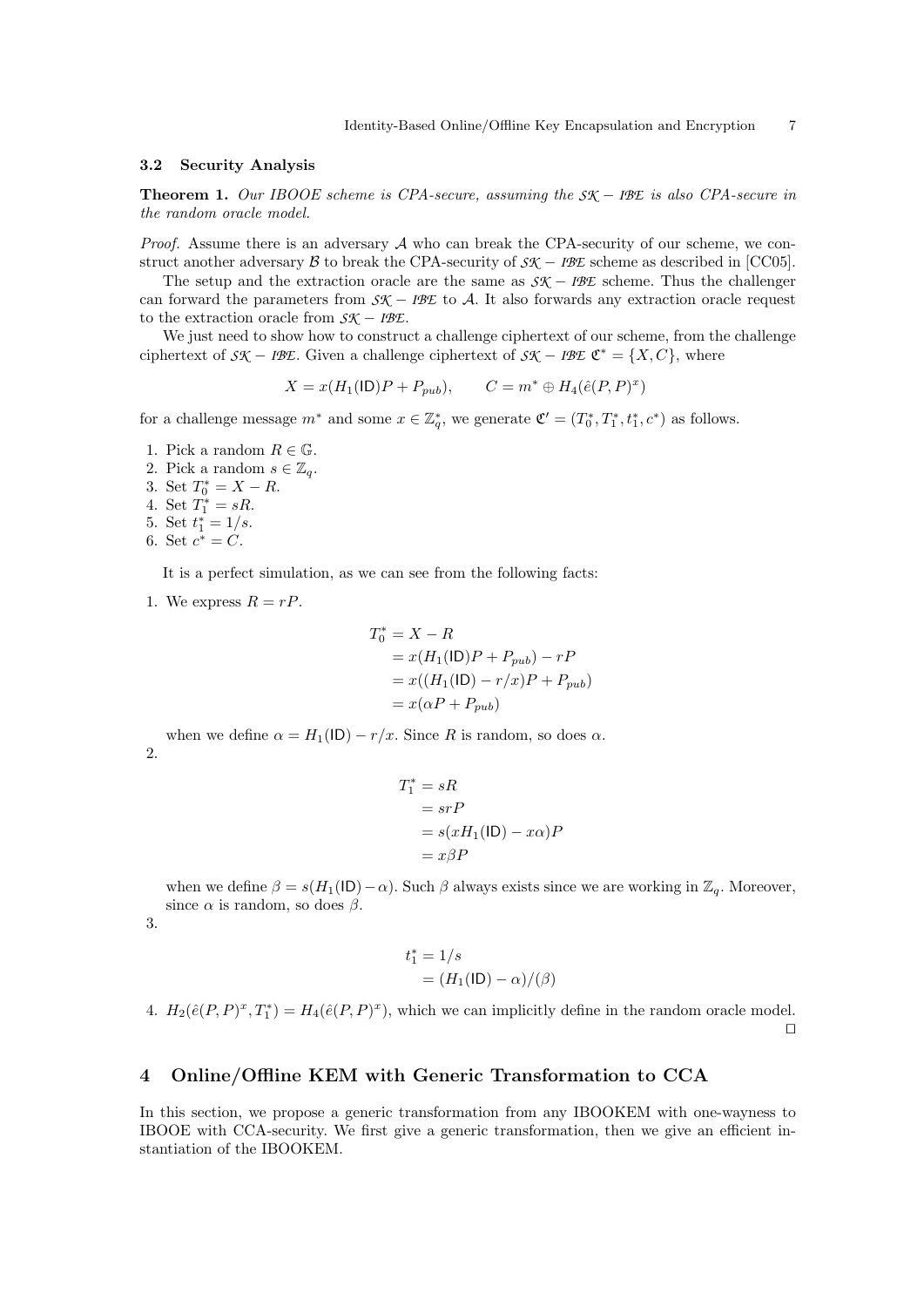### 3.2 Security Analysis

**Theorem 1.** *Our IBOOE scheme is CPA-secure, assuming the $\mathcal{SK}-\mathcal{IBE}$ is also CPA-secure in the random oracle model.*

*Proof.* Assume there is an adversary $\mathcal{A}$ who can break the CPA-security of our scheme, we construct another adversary $\mathcal{B}$ to break the CPA-security of $\mathcal{SK}-\mathcal{IBE}$ scheme as described in [CC05].

The setup and the extraction oracle are the same as $\mathcal{SK}-\mathcal{IBE}$ scheme. Thus the challenger can forward the parameters from $\mathcal{SK}-\mathcal{IBE}$ to $\mathcal{A}$. It also forwards any extraction oracle request to the extraction oracle from $\mathcal{SK}-\mathcal{IBE}$.

We just need to show how to construct a challenge ciphertext of our scheme, from the challenge ciphertext of $\mathcal{SK}-\mathcal{IBE}$. Given a challenge ciphertext of $\mathcal{SK}-\mathcal{IBE}$ $\mathfrak{C}^* = \{X, C\}$, where

$$X = x(H_1(\mathsf{ID})P + P_{pub}), \qquad C = m^* \oplus H_4(\hat{e}(P,P)^x)$$

for a challenge message $m^*$ and some $x \in \mathbb{Z}_q^*$, we generate $\mathfrak{C}' = (T_0^*, T_1^*, t_1^*, c^*)$ as follows.

1. Pick a random $R \in \mathbb{G}$.
2. Pick a random $s \in \mathbb{Z}_q$.
3. Set $T_0^* = X - R$.
4. Set $T_1^* = sR$.
5. Set $t_1^* = 1/s$.
6. Set $c^* = C$.

It is a perfect simulation, as we can see from the following facts:

1. We express $R = rP$.

$$\begin{aligned} T_0^* &= X - R \\ &= x(H_1(\mathsf{ID})P + P_{pub}) - rP \\ &= x((H_1(\mathsf{ID}) - r/x)P + P_{pub}) \\ &= x(\alpha P + P_{pub}) \end{aligned}$$

when we define $\alpha = H_1(\mathsf{ID}) - r/x$. Since $R$ is random, so does $\alpha$.

2. 
$$\begin{aligned} T_1^* &= sR \\ &= srP \\ &= s(xH_1(\mathsf{ID}) - x\alpha)P \\ &= x\beta P \end{aligned}$$

when we define $\beta = s(H_1(\mathsf{ID}) - \alpha)$. Such $\beta$ always exists since we are working in $\mathbb{Z}_q$. Moreover, since $\alpha$ is random, so does $\beta$.

3. 
$$\begin{aligned} t_1^* &= 1/s \\ &= (H_1(\mathsf{ID}) - \alpha)/(\beta) \end{aligned}$$

4. $H_2(\hat{e}(P,P)^x, T_1^*) = H_4(\hat{e}(P,P)^x)$, which we can implicitly define in the random oracle model. □

## 4 Online/Offline KEM with Generic Transformation to CCA

In this section, we propose a generic transformation from any IBOOKEM with one-wayness to IBOOE with CCA-security. We first give a generic transformation, then we give an efficient instantiation of the IBOOKEM.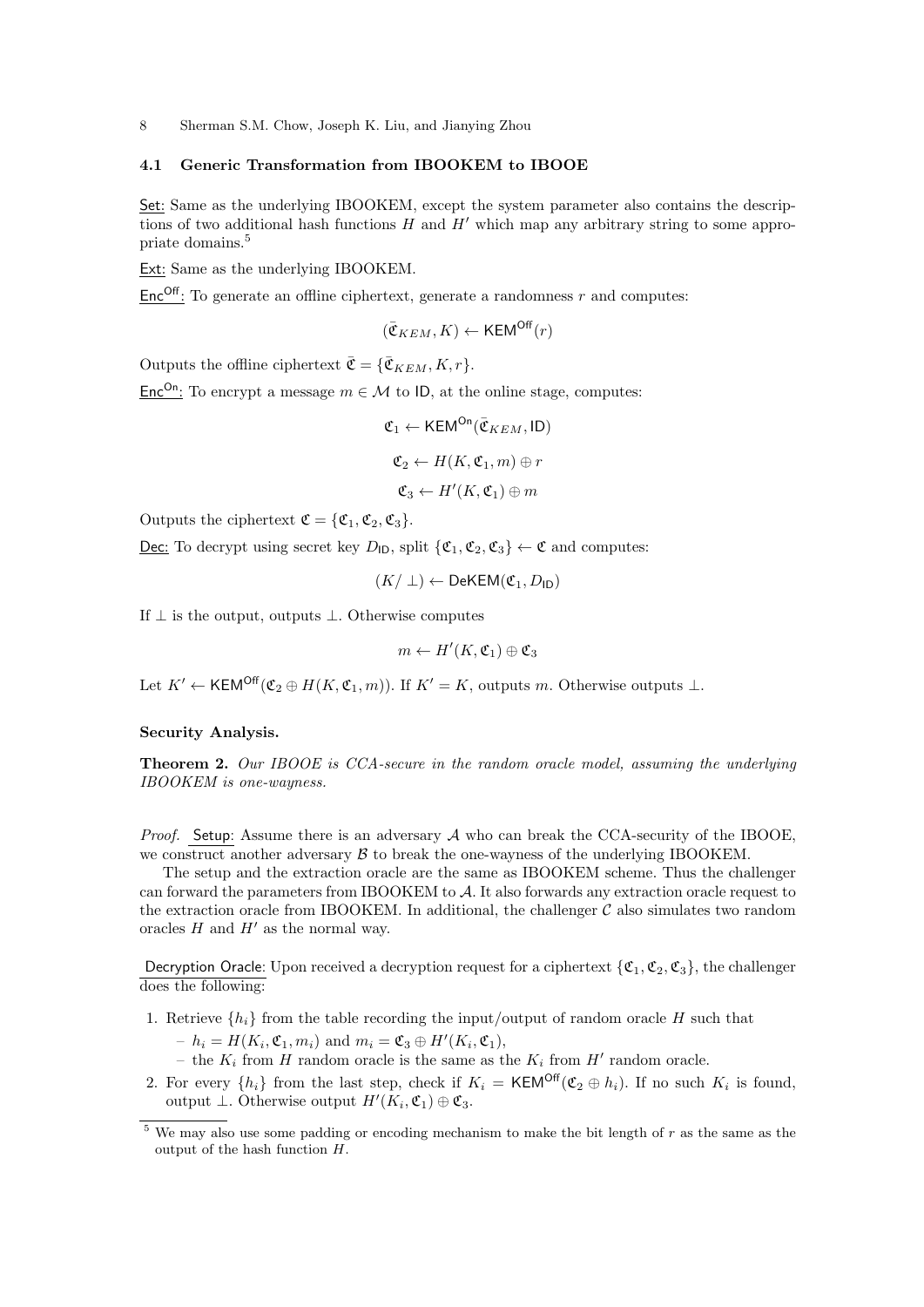### 4.1 Generic Transformation from IBOOKEM to IBOOE

Set: Same as the underlying IBOOKEM, except the system parameter also contains the descriptions of two additional hash functions $H$ and $H'$ which map any arbitrary string to some appropriate domains.[5]

Ext: Same as the underlying IBOOKEM.

$\mathsf{Enc}^{\mathsf{Off}}$: To generate an offline ciphertext, generate a randomness $r$ and computes:

$$(\bar{\mathfrak{C}}_{KEM}, K) \leftarrow \mathsf{KEM}^{\mathsf{Off}}(r)$$

Outputs the offline ciphertext $\bar{\mathfrak{C}} = \{\bar{\mathfrak{C}}_{KEM}, K, r\}$.

$\mathsf{Enc}^{\mathsf{On}}$: To encrypt a message $m \in \mathcal{M}$ to $\mathsf{ID}$, at the online stage, computes:

$$\mathfrak{C}_1 \leftarrow \mathsf{KEM}^{\mathsf{On}}(\bar{\mathfrak{C}}_{KEM}, \mathsf{ID})$$

$$\mathfrak{C}_2 \leftarrow H(K, \mathfrak{C}_1, m) \oplus r$$

$$\mathfrak{C}_3 \leftarrow H'(K, \mathfrak{C}_1) \oplus m$$

Outputs the ciphertext $\mathfrak{C} = \{\mathfrak{C}_1, \mathfrak{C}_2, \mathfrak{C}_3\}$.

Dec: To decrypt using secret key $D_{\mathsf{ID}}$, split $\{\mathfrak{C}_1, \mathfrak{C}_2, \mathfrak{C}_3\} \leftarrow \mathfrak{C}$ and computes:

$$(K/\perp) \leftarrow \mathsf{DeKEM}(\mathfrak{C}_1, D_{\mathsf{ID}})$$

If $\perp$ is the output, outputs $\perp$. Otherwise computes

$$m \leftarrow H'(K, \mathfrak{C}_1) \oplus \mathfrak{C}_3$$

Let $K' \leftarrow \mathsf{KEM}^{\mathsf{Off}}(\mathfrak{C}_2 \oplus H(K, \mathfrak{C}_1, m))$. If $K' = K$, outputs $m$. Otherwise outputs $\perp$.

**Security Analysis.**

**Theorem 2.** *Our IBOOE is CCA-secure in the random oracle model, assuming the underlying IBOOKEM is one-wayness.*

*Proof.* Setup: Assume there is an adversary $\mathcal{A}$ who can break the CCA-security of the IBOOE, we construct another adversary $\mathcal{B}$ to break the one-wayness of the underlying IBOOKEM.

The setup and the extraction oracle are the same as IBOOKEM scheme. Thus the challenger can forward the parameters from IBOOKEM to $\mathcal{A}$. It also forwards any extraction oracle request to the extraction oracle from IBOOKEM. In additional, the challenger $\mathcal{C}$ also simulates two random oracles $H$ and $H'$ as the normal way.

Decryption Oracle: Upon received a decryption request for a ciphertext $\{\mathfrak{C}_1, \mathfrak{C}_2, \mathfrak{C}_3\}$, the challenger does the following:

1. Retrieve $\{h_i\}$ from the table recording the input/output of random oracle $H$ such that
   - $h_i = H(K_i, \mathfrak{C}_1, m_i)$ and $m_i = \mathfrak{C}_3 \oplus H'(K_i, \mathfrak{C}_1)$,
   - the $K_i$ from $H$ random oracle is the same as the $K_i$ from $H'$ random oracle.
2. For every $\{h_i\}$ from the last step, check if $K_i = \mathsf{KEM}^{\mathsf{Off}}(\mathfrak{C}_2 \oplus h_i)$. If no such $K_i$ is found, output $\perp$. Otherwise output $H'(K_i, \mathfrak{C}_1) \oplus \mathfrak{C}_3$.

---

[5] We may also use some padding or encoding mechanism to make the bit length of $r$ as the same as the output of the hash function $H$.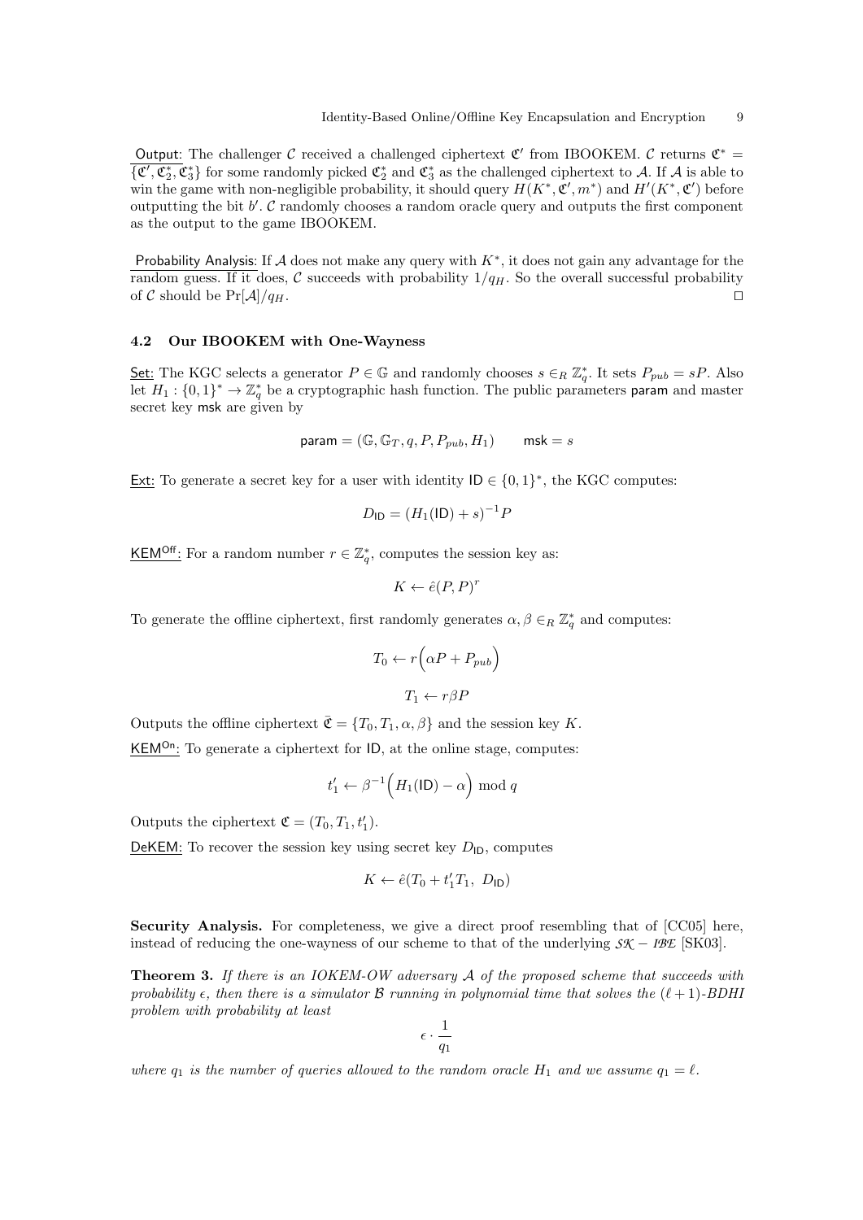Output: The challenger $\mathcal{C}$ received a challenged ciphertext $\mathfrak{C}'$ from IBOOKEM. $\mathcal{C}$ returns $\mathfrak{C}^* = \{\mathfrak{C}', \mathfrak{C}_2^*, \mathfrak{C}_3^*\}$ for some randomly picked $\mathfrak{C}_2^*$ and $\mathfrak{C}_3^*$ as the challenged ciphertext to $\mathcal{A}$. If $\mathcal{A}$ is able to win the game with non-negligible probability, it should query $H(K^*, \mathfrak{C}', m^*)$ and $H'(K^*, \mathfrak{C}')$ before outputting the bit $b'$. $\mathcal{C}$ randomly chooses a random oracle query and outputs the first component as the output to the game IBOOKEM.

Probability Analysis: If $\mathcal{A}$ does not make any query with $K^*$, it does not gain any advantage for the random guess. If it does, $\mathcal{C}$ succeeds with probability $1/q_H$. So the overall successful probability of $\mathcal{C}$ should be $\Pr[\mathcal{A}]/q_H$. $\square$

### 4.2 Our IBOOKEM with One-Wayness

Set: The KGC selects a generator $P \in \mathbb{G}$ and randomly chooses $s \in_R \mathbb{Z}_q^*$. It sets $P_{pub} = sP$. Also let $H_1 : \{0,1\}^* \to \mathbb{Z}_q^*$ be a cryptographic hash function. The public parameters param and master secret key msk are given by

$$\mathsf{param} = (\mathbb{G}, \mathbb{G}_T, q, P, P_{pub}, H_1) \qquad \mathsf{msk} = s$$

Ext: To generate a secret key for a user with identity $\mathsf{ID} \in \{0,1\}^*$, the KGC computes:

$$D_{\mathsf{ID}} = (H_1(\mathsf{ID}) + s)^{-1} P$$

$\mathsf{KEM}^{\mathsf{Off}}$: For a random number $r \in \mathbb{Z}_q^*$, computes the session key as:

$$K \leftarrow \hat{e}(P, P)^r$$

To generate the offline ciphertext, first randomly generates $\alpha, \beta \in_R \mathbb{Z}_q^*$ and computes:

$$T_0 \leftarrow r\Big(\alpha P + P_{pub}\Big)$$

$$T_1 \leftarrow r\beta P$$

Outputs the offline ciphertext $\bar{\mathfrak{C}} = \{T_0, T_1, \alpha, \beta\}$ and the session key $K$.

$\mathsf{KEM}^{\mathsf{On}}$: To generate a ciphertext for ID, at the online stage, computes:

$$t_1' \leftarrow \beta^{-1}\Big(H_1(\mathsf{ID}) - \alpha\Big) \bmod q$$

Outputs the ciphertext $\mathfrak{C} = (T_0, T_1, t_1')$.

DeKEM: To recover the session key using secret key $D_{\mathsf{ID}}$, computes

$$K \leftarrow \hat{e}(T_0 + t_1' T_1,\ D_{\mathsf{ID}})$$

**Security Analysis.** For completeness, we give a direct proof resembling that of [CC05] here, instead of reducing the one-wayness of our scheme to that of the underlying $\mathcal{SK}-\mathcal{IBE}$ [SK03].

**Theorem 3.** *If there is an IOKEM-OW adversary $\mathcal{A}$ of the proposed scheme that succeeds with probability $\epsilon$, then there is a simulator $\mathcal{B}$ running in polynomial time that solves the $(\ell+1)$-BDHI problem with probability at least*

$$\epsilon \cdot \frac{1}{q_1}$$

*where $q_1$ is the number of queries allowed to the random oracle $H_1$ and we assume $q_1 = \ell$.*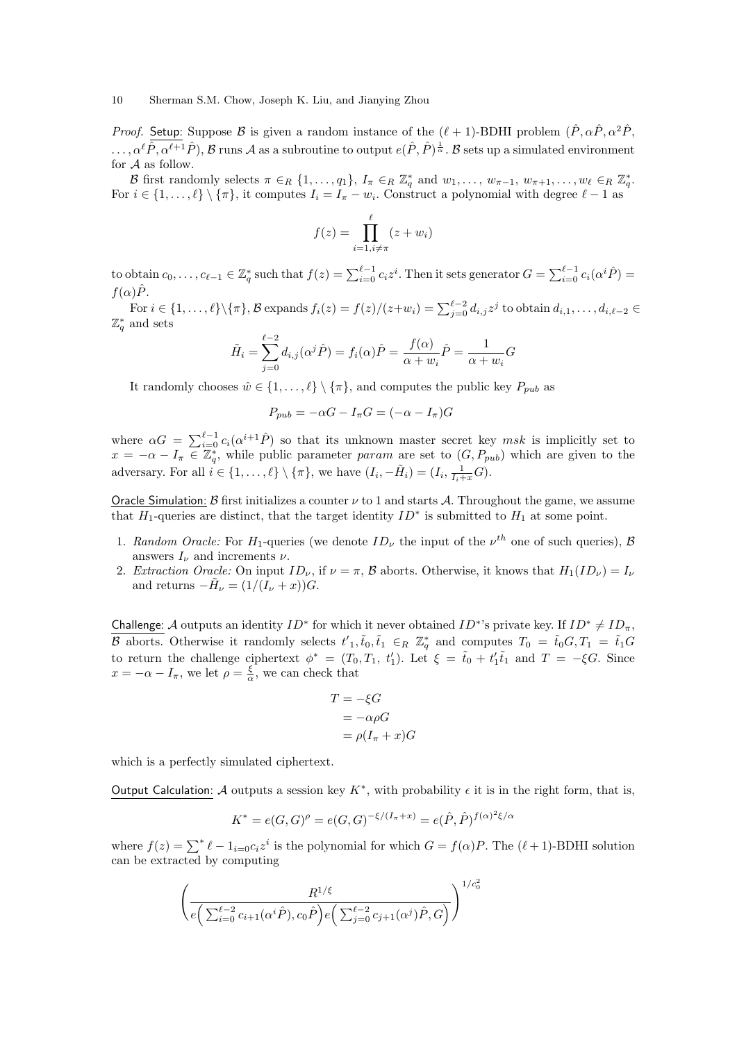*Proof.* Setup: Suppose $\mathcal{B}$ is given a random instance of the $(\ell+1)$-BDHI problem $(\hat{P}, \alpha\hat{P}, \alpha^2\hat{P}, \ldots, \alpha^\ell\hat{P}, \alpha^{\ell+1}\hat{P})$, $\mathcal{B}$ runs $\mathcal{A}$ as a subroutine to output $e(\hat{P},\hat{P})^{\frac{1}{\alpha}}$. $\mathcal{B}$ sets up a simulated environment for $\mathcal{A}$ as follow.

$\mathcal{B}$ first randomly selects $\pi \in_R \{1, \ldots, q_1\}$, $I_\pi \in_R \mathbb{Z}_q^*$ and $w_1, \ldots, w_{\pi-1}, w_{\pi+1}, \ldots, w_\ell \in_R \mathbb{Z}_q^*$. For $i \in \{1, \ldots, \ell\} \setminus \{\pi\}$, it computes $I_i = I_\pi - w_i$. Construct a polynomial with degree $\ell - 1$ as

$$f(z) = \prod_{i=1, i\neq\pi}^{\ell} (z + w_i)$$

to obtain $c_0, \ldots, c_{\ell-1} \in \mathbb{Z}_q^*$ such that $f(z) = \sum_{i=0}^{\ell-1} c_i z^i$. Then it sets generator $G = \sum_{i=0}^{\ell-1} c_i(\alpha^i\hat{P}) = f(\alpha)\hat{P}$.

For $i \in \{1, \ldots, \ell\} \setminus \{\pi\}$, $\mathcal{B}$ expands $f_i(z) = f(z)/(z+w_i) = \sum_{j=0}^{\ell-2} d_{i,j} z^j$ to obtain $d_{i,1}, \ldots, d_{i,\ell-2} \in \mathbb{Z}_q^*$ and sets

$$\tilde{H}_i = \sum_{j=0}^{\ell-2} d_{i,j}(\alpha^j\hat{P}) = f_i(\alpha)\hat{P} = \frac{f(\alpha)}{\alpha + w_i}\hat{P} = \frac{1}{\alpha + w_i}G$$

It randomly chooses $\hat{w} \in \{1, \ldots, \ell\} \setminus \{\pi\}$, and computes the public key $P_{pub}$ as

$$P_{pub} = -\alpha G - I_\pi G = (-\alpha - I_\pi)G$$

where $\alpha G = \sum_{i=0}^{\ell-1} c_i(\alpha^{i+1}\hat{P})$ so that its unknown master secret key $msk$ is implicitly set to $x = -\alpha - I_\pi \in \mathbb{Z}_q^*$, while public parameter $param$ are set to $(G, P_{pub})$ which are given to the adversary. For all $i \in \{1, \ldots, \ell\} \setminus \{\pi\}$, we have $(I_i, -\tilde{H}_i) = (I_i, \frac{1}{I_i + x}G)$.

Oracle Simulation: $\mathcal{B}$ first initializes a counter $\nu$ to 1 and starts $\mathcal{A}$. Throughout the game, we assume that $H_1$-queries are distinct, that the target identity $ID^*$ is submitted to $H_1$ at some point.

1. *Random Oracle:* For $H_1$-queries (we denote $ID_\nu$ the input of the $\nu^{th}$ one of such queries), $\mathcal{B}$ answers $I_\nu$ and increments $\nu$.
2. *Extraction Oracle:* On input $ID_\nu$, if $\nu = \pi$, $\mathcal{B}$ aborts. Otherwise, it knows that $H_1(ID_\nu) = I_\nu$ and returns $-\tilde{H}_\nu = (1/(I_\nu + x))G$.

Challenge: $\mathcal{A}$ outputs an identity $ID^*$ for which it never obtained $ID^*$'s private key. If $ID^* \neq ID_\pi$, $\mathcal{B}$ aborts. Otherwise it randomly selects $t'_1, \tilde{t}_0, \tilde{t}_1 \in_R \mathbb{Z}_q^*$ and computes $T_0 = \tilde{t}_0 G, T_1 = \tilde{t}_1 G$ to return the challenge ciphertext $\phi^* = (T_0, T_1, t'_1)$. Let $\xi = \tilde{t}_0 + t'_1\tilde{t}_1$ and $T = -\xi G$. Since $x = -\alpha - I_\pi$, we let $\rho = \frac{\xi}{\alpha}$, we can check that

$$\begin{aligned} T &= -\xi G \\ &= -\alpha\rho G \\ &= \rho(I_\pi + x)G \end{aligned}$$

which is a perfectly simulated ciphertext.

Output Calculation: $\mathcal{A}$ outputs a session key $K^*$, with probability $\epsilon$ it is in the right form, that is,

$$K^* = e(G,G)^\rho = e(G,G)^{-\xi/(I_\pi + x)} = e(\hat{P},\hat{P})^{f(\alpha)^2\xi/\alpha}$$

where $f(z) = \sum^* \ell - 1_{i=0} c_i z^i$ is the polynomial for which $G = f(\alpha)P$. The $(\ell+1)$-BDHI solution can be extracted by computing

$$\left(\frac{R^{1/\xi}}{e\Big(\sum_{i=0}^{\ell-2} c_{i+1}(\alpha^i\hat{P}), c_0\hat{P}\Big) e\Big(\sum_{j=0}^{\ell-2} c_{j+1}(\alpha^j)\hat{P}, G\Big)}\right)^{1/c_0^2}$$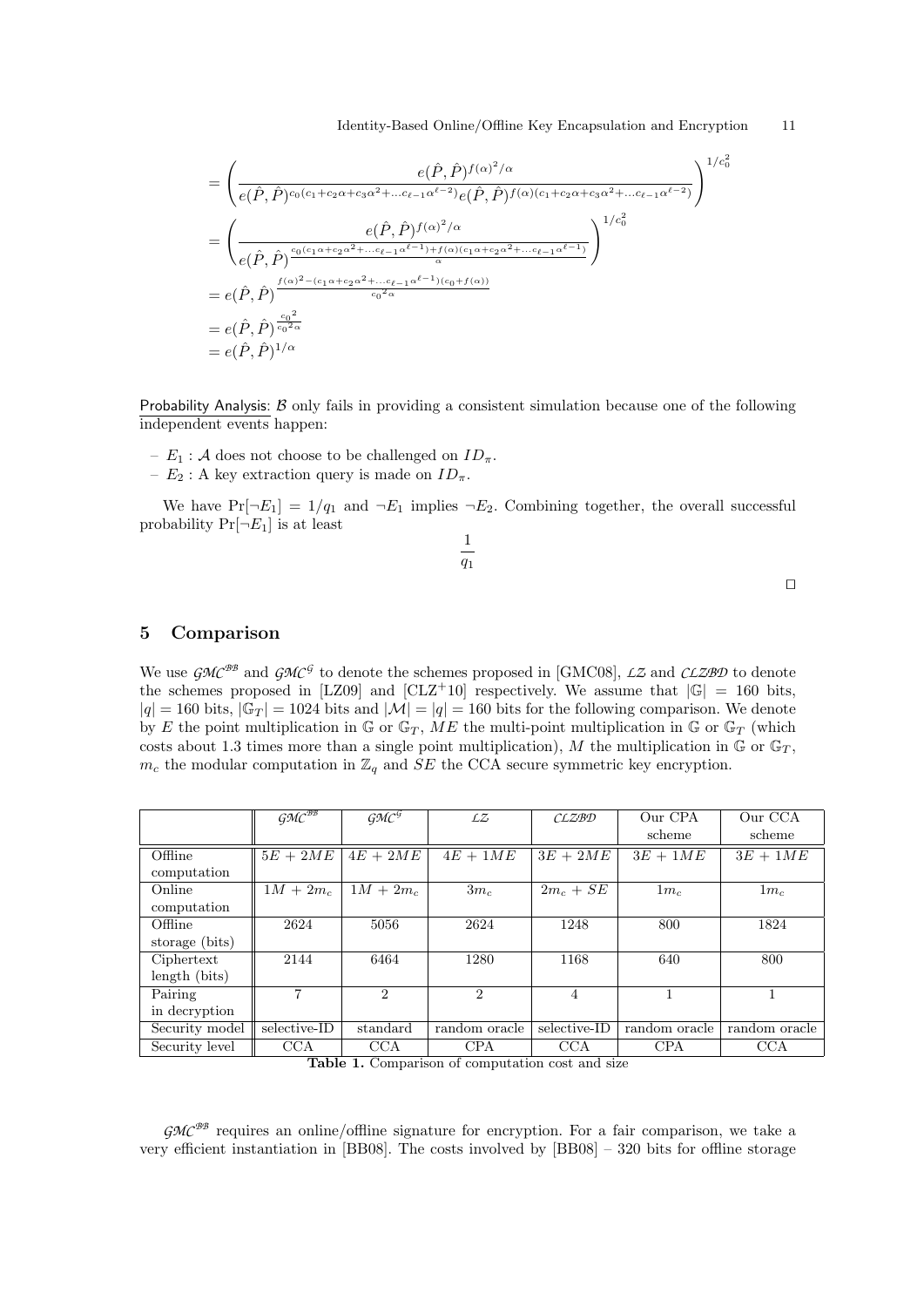$$= \left( \frac{e(\hat{P}, \hat{P})^{f(\alpha)^2/\alpha}}{e(\hat{P}, \hat{P})^{c_0(c_1+c_2\alpha+c_3\alpha^2+\dots c_{\ell-1}\alpha^{\ell-2})} e(\hat{P}, \hat{P})^{f(\alpha)(c_1+c_2\alpha+c_3\alpha^2+\dots c_{\ell-1}\alpha^{\ell-2})}} \right)^{1/c_0^2}$$

$$= \left( \frac{e(\hat{P}, \hat{P})^{f(\alpha)^2/\alpha}}{e(\hat{P}, \hat{P})^{\frac{c_0(c_1\alpha+c_2\alpha^2+\dots c_{\ell-1}\alpha^{\ell-1})+f(\alpha)(c_1\alpha+c_2\alpha^2+\dots c_{\ell-1}\alpha^{\ell-1})}{\alpha}}} \right)^{1/c_0^2}$$

$$= e(\hat{P}, \hat{P})^{\frac{f(\alpha)^2-(c_1\alpha+c_2\alpha^2+\dots c_{\ell-1}\alpha^{\ell-1})(c_0+f(\alpha))}{c_0{}^2\alpha}}$$

$$= e(\hat{P}, \hat{P})^{\frac{c_0{}^2}{c_0{}^2\alpha}}$$

$$= e(\hat{P}, \hat{P})^{1/\alpha}$$

Probability Analysis: $\mathcal{B}$ only fails in providing a consistent simulation because one of the following independent events happen:

- $E_1$ : $\mathcal{A}$ does not choose to be challenged on $ID_\pi$.
- $E_2$ : A key extraction query is made on $ID_\pi$.

We have $\Pr[\neg E_1] = 1/q_1$ and $\neg E_1$ implies $\neg E_2$. Combining together, the overall successful probability $\Pr[\neg E_1]$ is at least

$$\frac{1}{q_1}$$

□

## 5 Comparison

We use $\mathcal{GMC}^{\mathcal{BB}}$ and $\mathcal{GMC}^{\mathcal{G}}$ to denote the schemes proposed in [GMC08], $\mathcal{LZ}$ and $\mathcal{CLZBD}$ to denote the schemes proposed in [LZ09] and [CLZ+10] respectively. We assume that $|\mathbb{G}| = 160$ bits, $|q| = 160$ bits, $|\mathbb{G}_T| = 1024$ bits and $|\mathcal{M}| = |q| = 160$ bits for the following comparison. We denote by $E$ the point multiplication in $\mathbb{G}$ or $\mathbb{G}_T$, $ME$ the multi-point multiplication in $\mathbb{G}$ or $\mathbb{G}_T$ (which costs about 1.3 times more than a single point multiplication), $M$ the multiplication in $\mathbb{G}$ or $\mathbb{G}_T$, $m_c$ the modular computation in $\mathbb{Z}_q$ and $SE$ the CCA secure symmetric key encryption.

| | $\mathcal{GMC}^{\mathcal{BB}}$ | $\mathcal{GMC}^{\mathcal{G}}$ | $\mathcal{LZ}$ | $\mathcal{CLZBD}$ | Our CPA scheme | Our CCA scheme |
|---|---|---|---|---|---|---|
| Offline computation | $5E + 2ME$ | $4E + 2ME$ | $4E + 1ME$ | $3E + 2ME$ | $3E + 1ME$ | $3E + 1ME$ |
| Online computation | $1M + 2m_c$ | $1M + 2m_c$ | $3m_c$ | $2m_c + SE$ | $1m_c$ | $1m_c$ |
| Offline storage (bits) | 2624 | 5056 | 2624 | 1248 | 800 | 1824 |
| Ciphertext length (bits) | 2144 | 6464 | 1280 | 1168 | 640 | 800 |
| Pairing in decryption | 7 | 2 | 2 | 4 | 1 | 1 |
| Security model | selective-ID | standard | random oracle | selective-ID | random oracle | random oracle |
| Security level | CCA | CCA | CPA | CCA | CPA | CCA |

**Table 1.** Comparison of computation cost and size

$\mathcal{GMC}^{\mathcal{BB}}$ requires an online/offline signature for encryption. For a fair comparison, we take a very efficient instantiation in [BB08]. The costs involved by [BB08] – 320 bits for offline storage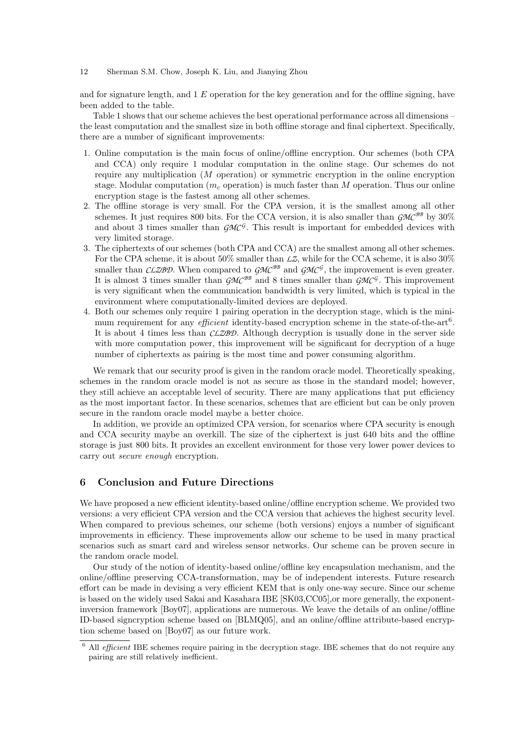and for signature length, and 1 $E$ operation for the key generation and for the offline signing, have been added to the table.

Table 1 shows that our scheme achieves the best operational performance across all dimensions – the least computation and the smallest size in both offline storage and final ciphertext. Specifically, there are a number of significant improvements:

1. Online computation is the main focus of online/offline encryption. Our schemes (both CPA and CCA) only require 1 modular computation in the online stage. Our schemes do not require any multiplication ($M$ operation) or symmetric encryption in the online encryption stage. Modular computation ($m_c$ operation) is much faster than $M$ operation. Thus our online encryption stage is the fastest among all other schemes.
2. The offline storage is very small. For the CPA version, it is the smallest among all other schemes. It just requires 800 bits. For the CCA version, it is also smaller than $\mathcal{GMC}^{\mathcal{BB}}$ by 30% and about 3 times smaller than $\mathcal{GMC}^{\mathcal{G}}$. This result is important for embedded devices with very limited storage.
3. The ciphertexts of our schemes (both CPA and CCA) are the smallest among all other schemes. For the CPA scheme, it is about 50% smaller than $\mathcal{LZ}$, while for the CCA scheme, it is also 30% smaller than $\mathcal{CLZBD}$. When compared to $\mathcal{GMC}^{\mathcal{BB}}$ and $\mathcal{GMC}^{\mathcal{G}}$, the improvement is even greater. It is almost 3 times smaller than $\mathcal{GMC}^{\mathcal{BB}}$ and 8 times smaller than $\mathcal{GMC}^{\mathcal{G}}$. This improvement is very significant when the communication bandwidth is very limited, which is typical in the environment where computationally-limited devices are deployed.
4. Both our schemes only require 1 pairing operation in the decryption stage, which is the minimum requirement for any *efficient* identity-based encryption scheme in the state-of-the-art[6]. It is about 4 times less than $\mathcal{CLZBD}$. Although decryption is usually done in the server side with more computation power, this improvement will be significant for decryption of a huge number of ciphertexts as pairing is the most time and power consuming algorithm.

We remark that our security proof is given in the random oracle model. Theoretically speaking, schemes in the random oracle model is not as secure as those in the standard model; however, they still achieve an acceptable level of security. There are many applications that put efficiency as the most important factor. In these scenarios, schemes that are efficient but can be only proven secure in the random oracle model maybe a better choice.

In addition, we provide an optimized CPA version, for scenarios where CPA security is enough and CCA security maybe an overkill. The size of the ciphertext is just 640 bits and the offline storage is just 800 bits. It provides an excellent environment for those very lower power devices to carry out *secure enough* encryption.

## 6 Conclusion and Future Directions

We have proposed a new efficient identity-based online/offline encryption scheme. We provided two versions: a very efficient CPA version and the CCA version that achieves the highest security level. When compared to previous schemes, our scheme (both versions) enjoys a number of significant improvements in efficiency. These improvements allow our scheme to be used in many practical scenarios such as smart card and wireless sensor networks. Our scheme can be proven secure in the random oracle model.

Our study of the notion of identity-based online/offline key encapsulation mechanism, and the online/offline preserving CCA-transformation, may be of independent interests. Future research effort can be made in devising a very efficient KEM that is only one-way secure. Since our scheme is based on the widely used Sakai and Kasahara IBE [SK03,CC05],or more generally, the exponent-inversion framework [Boy07], applications are numerous. We leave the details of an online/offline ID-based signcryption scheme based on [BLMQ05], and an online/offline attribute-based encryption scheme based on [Boy07] as our future work.

---

[6] All *efficient* IBE schemes require pairing in the decryption stage. IBE schemes that do not require any pairing are still relatively inefficient.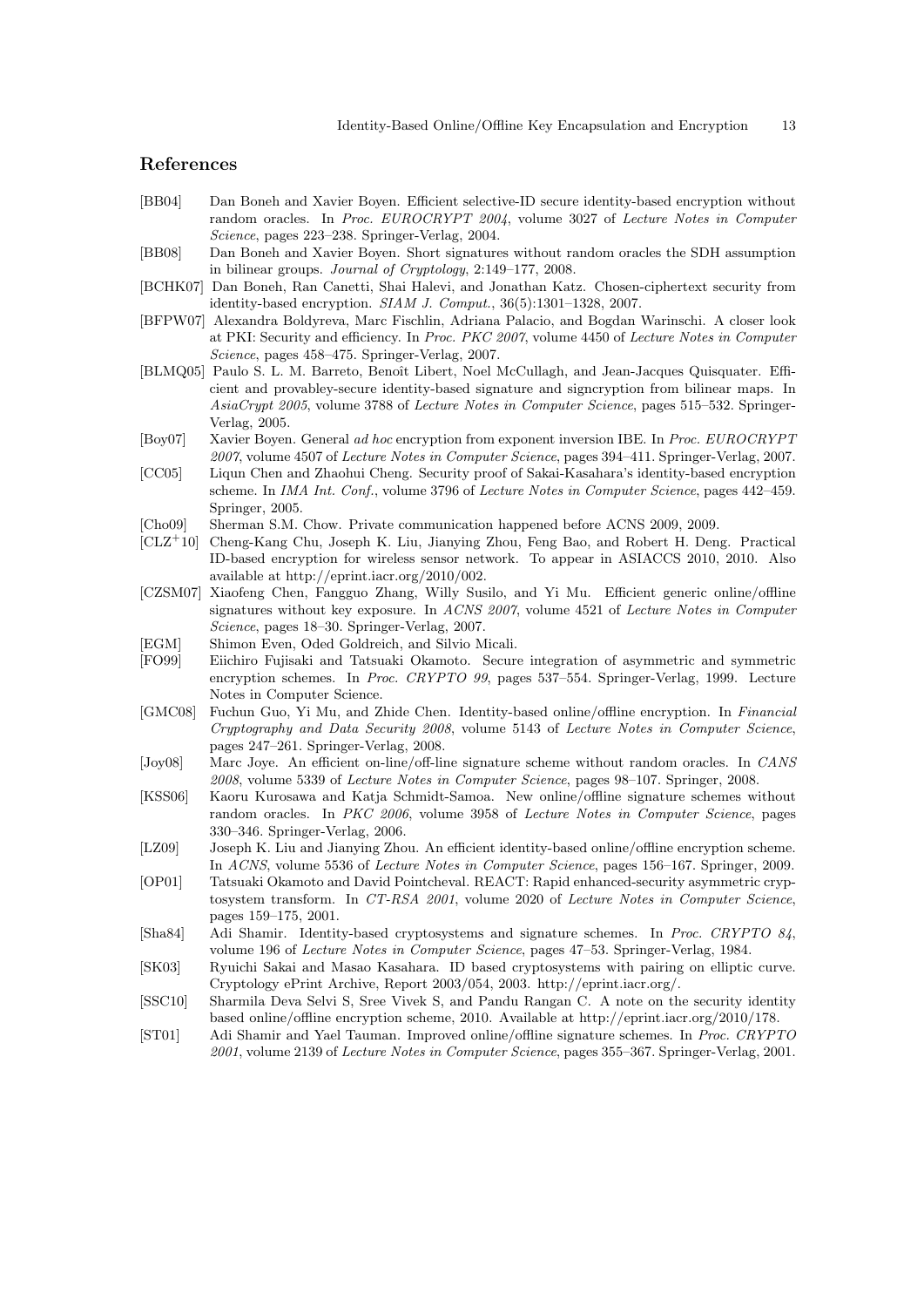## References

[BB04] Dan Boneh and Xavier Boyen. Efficient selective-ID secure identity-based encryption without random oracles. In *Proc. EUROCRYPT 2004*, volume 3027 of *Lecture Notes in Computer Science*, pages 223–238. Springer-Verlag, 2004.

[BB08] Dan Boneh and Xavier Boyen. Short signatures without random oracles the SDH assumption in bilinear groups. *Journal of Cryptology*, 2:149–177, 2008.

[BCHK07] Dan Boneh, Ran Canetti, Shai Halevi, and Jonathan Katz. Chosen-ciphertext security from identity-based encryption. *SIAM J. Comput.*, 36(5):1301–1328, 2007.

[BFPW07] Alexandra Boldyreva, Marc Fischlin, Adriana Palacio, and Bogdan Warinschi. A closer look at PKI: Security and efficiency. In *Proc. PKC 2007*, volume 4450 of *Lecture Notes in Computer Science*, pages 458–475. Springer-Verlag, 2007.

[BLMQ05] Paulo S. L. M. Barreto, Benoît Libert, Noel McCullagh, and Jean-Jacques Quisquater. Efficient and provabley-secure identity-based signature and signcryption from bilinear maps. In *AsiaCrypt 2005*, volume 3788 of *Lecture Notes in Computer Science*, pages 515–532. Springer-Verlag, 2005.

[Boy07] Xavier Boyen. General *ad hoc* encryption from exponent inversion IBE. In *Proc. EUROCRYPT 2007*, volume 4507 of *Lecture Notes in Computer Science*, pages 394–411. Springer-Verlag, 2007.

[CC05] Liqun Chen and Zhaohui Cheng. Security proof of Sakai-Kasahara's identity-based encryption scheme. In *IMA Int. Conf.*, volume 3796 of *Lecture Notes in Computer Science*, pages 442–459. Springer, 2005.

[Cho09] Sherman S.M. Chow. Private communication happened before ACNS 2009, 2009.

[CLZ+10] Cheng-Kang Chu, Joseph K. Liu, Jianying Zhou, Feng Bao, and Robert H. Deng. Practical ID-based encryption for wireless sensor network. To appear in ASIACCS 2010, 2010. Also available at http://eprint.iacr.org/2010/002.

[CZSM07] Xiaofeng Chen, Fangguo Zhang, Willy Susilo, and Yi Mu. Efficient generic online/offline signatures without key exposure. In *ACNS 2007*, volume 4521 of *Lecture Notes in Computer Science*, pages 18–30. Springer-Verlag, 2007.

[EGM] Shimon Even, Oded Goldreich, and Silvio Micali.

[FO99] Eiichiro Fujisaki and Tatsuaki Okamoto. Secure integration of asymmetric and symmetric encryption schemes. In *Proc. CRYPTO 99*, pages 537–554. Springer-Verlag, 1999. Lecture Notes in Computer Science.

[GMC08] Fuchun Guo, Yi Mu, and Zhide Chen. Identity-based online/offline encryption. In *Financial Cryptography and Data Security 2008*, volume 5143 of *Lecture Notes in Computer Science*, pages 247–261. Springer-Verlag, 2008.

[Joy08] Marc Joye. An efficient on-line/off-line signature scheme without random oracles. In *CANS 2008*, volume 5339 of *Lecture Notes in Computer Science*, pages 98–107. Springer, 2008.

[KSS06] Kaoru Kurosawa and Katja Schmidt-Samoa. New online/offline signature schemes without random oracles. In *PKC 2006*, volume 3958 of *Lecture Notes in Computer Science*, pages 330–346. Springer-Verlag, 2006.

[LZ09] Joseph K. Liu and Jianying Zhou. An efficient identity-based online/offline encryption scheme. In *ACNS*, volume 5536 of *Lecture Notes in Computer Science*, pages 156–167. Springer, 2009.

[OP01] Tatsuaki Okamoto and David Pointcheval. REACT: Rapid enhanced-security asymmetric cryptosystem transform. In *CT-RSA 2001*, volume 2020 of *Lecture Notes in Computer Science*, pages 159–175, 2001.

[Sha84] Adi Shamir. Identity-based cryptosystems and signature schemes. In *Proc. CRYPTO 84*, volume 196 of *Lecture Notes in Computer Science*, pages 47–53. Springer-Verlag, 1984.

[SK03] Ryuichi Sakai and Masao Kasahara. ID based cryptosystems with pairing on elliptic curve. Cryptology ePrint Archive, Report 2003/054, 2003. http://eprint.iacr.org/.

[SSC10] Sharmila Deva Selvi S, Sree Vivek S, and Pandu Rangan C. A note on the security identity based online/offline encryption scheme, 2010. Available at http://eprint.iacr.org/2010/178.

[ST01] Adi Shamir and Yael Tauman. Improved online/offline signature schemes. In *Proc. CRYPTO 2001*, volume 2139 of *Lecture Notes in Computer Science*, pages 355–367. Springer-Verlag, 2001.